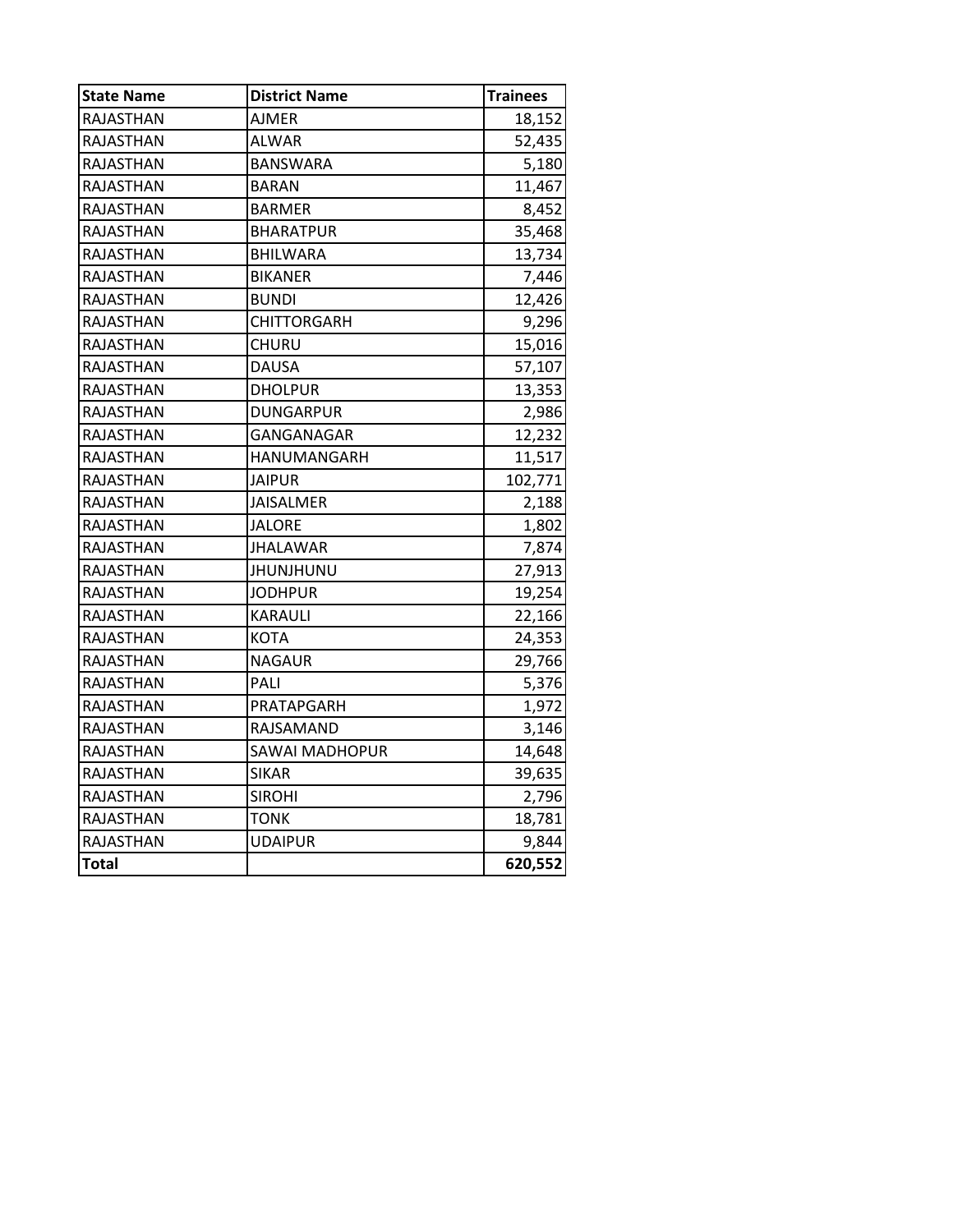| State Name | District Name | Trainees |
|---|---|---|
| RAJASTHAN | AJMER | 18,152 |
| RAJASTHAN | ALWAR | 52,435 |
| RAJASTHAN | BANSWARA | 5,180 |
| RAJASTHAN | BARAN | 11,467 |
| RAJASTHAN | BARMER | 8,452 |
| RAJASTHAN | BHARATPUR | 35,468 |
| RAJASTHAN | BHILWARA | 13,734 |
| RAJASTHAN | BIKANER | 7,446 |
| RAJASTHAN | BUNDI | 12,426 |
| RAJASTHAN | CHITTORGARH | 9,296 |
| RAJASTHAN | CHURU | 15,016 |
| RAJASTHAN | DAUSA | 57,107 |
| RAJASTHAN | DHOLPUR | 13,353 |
| RAJASTHAN | DUNGARPUR | 2,986 |
| RAJASTHAN | GANGANAGAR | 12,232 |
| RAJASTHAN | HANUMANGARH | 11,517 |
| RAJASTHAN | JAIPUR | 102,771 |
| RAJASTHAN | JAISALMER | 2,188 |
| RAJASTHAN | JALORE | 1,802 |
| RAJASTHAN | JHALAWAR | 7,874 |
| RAJASTHAN | JHUNJHUNU | 27,913 |
| RAJASTHAN | JODHPUR | 19,254 |
| RAJASTHAN | KARAULI | 22,166 |
| RAJASTHAN | KOTA | 24,353 |
| RAJASTHAN | NAGAUR | 29,766 |
| RAJASTHAN | PALI | 5,376 |
| RAJASTHAN | PRATAPGARH | 1,972 |
| RAJASTHAN | RAJSAMAND | 3,146 |
| RAJASTHAN | SAWAI MADHOPUR | 14,648 |
| RAJASTHAN | SIKAR | 39,635 |
| RAJASTHAN | SIROHI | 2,796 |
| RAJASTHAN | TONK | 18,781 |
| RAJASTHAN | UDAIPUR | 9,844 |
| **Total** | | **620,552** |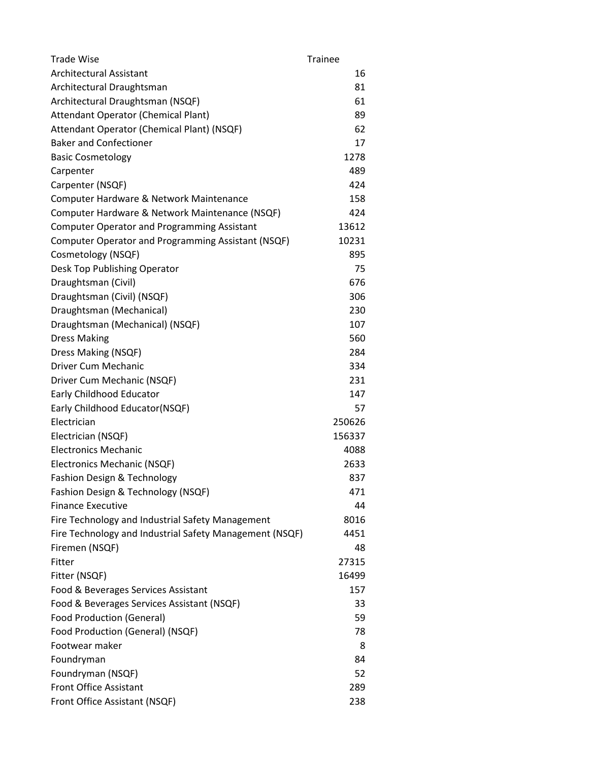| Trade Wise | Trainee |
|---|---|
| Architectural Assistant | 16 |
| Architectural Draughtsman | 81 |
| Architectural Draughtsman (NSQF) | 61 |
| Attendant Operator (Chemical Plant) | 89 |
| Attendant Operator (Chemical Plant) (NSQF) | 62 |
| Baker and Confectioner | 17 |
| Basic Cosmetology | 1278 |
| Carpenter | 489 |
| Carpenter (NSQF) | 424 |
| Computer Hardware & Network Maintenance | 158 |
| Computer Hardware & Network Maintenance (NSQF) | 424 |
| Computer Operator and Programming Assistant | 13612 |
| Computer Operator and Programming Assistant (NSQF) | 10231 |
| Cosmetology (NSQF) | 895 |
| Desk Top Publishing Operator | 75 |
| Draughtsman (Civil) | 676 |
| Draughtsman (Civil) (NSQF) | 306 |
| Draughtsman (Mechanical) | 230 |
| Draughtsman (Mechanical) (NSQF) | 107 |
| Dress Making | 560 |
| Dress Making (NSQF) | 284 |
| Driver Cum Mechanic | 334 |
| Driver Cum Mechanic (NSQF) | 231 |
| Early Childhood Educator | 147 |
| Early Childhood Educator(NSQF) | 57 |
| Electrician | 250626 |
| Electrician (NSQF) | 156337 |
| Electronics Mechanic | 4088 |
| Electronics Mechanic (NSQF) | 2633 |
| Fashion Design & Technology | 837 |
| Fashion Design & Technology (NSQF) | 471 |
| Finance Executive | 44 |
| Fire Technology and Industrial Safety Management | 8016 |
| Fire Technology and Industrial Safety Management (NSQF) | 4451 |
| Firemen (NSQF) | 48 |
| Fitter | 27315 |
| Fitter (NSQF) | 16499 |
| Food & Beverages Services Assistant | 157 |
| Food & Beverages Services Assistant (NSQF) | 33 |
| Food Production (General) | 59 |
| Food Production (General) (NSQF) | 78 |
| Footwear maker | 8 |
| Foundryman | 84 |
| Foundryman (NSQF) | 52 |
| Front Office Assistant | 289 |
| Front Office Assistant (NSQF) | 238 |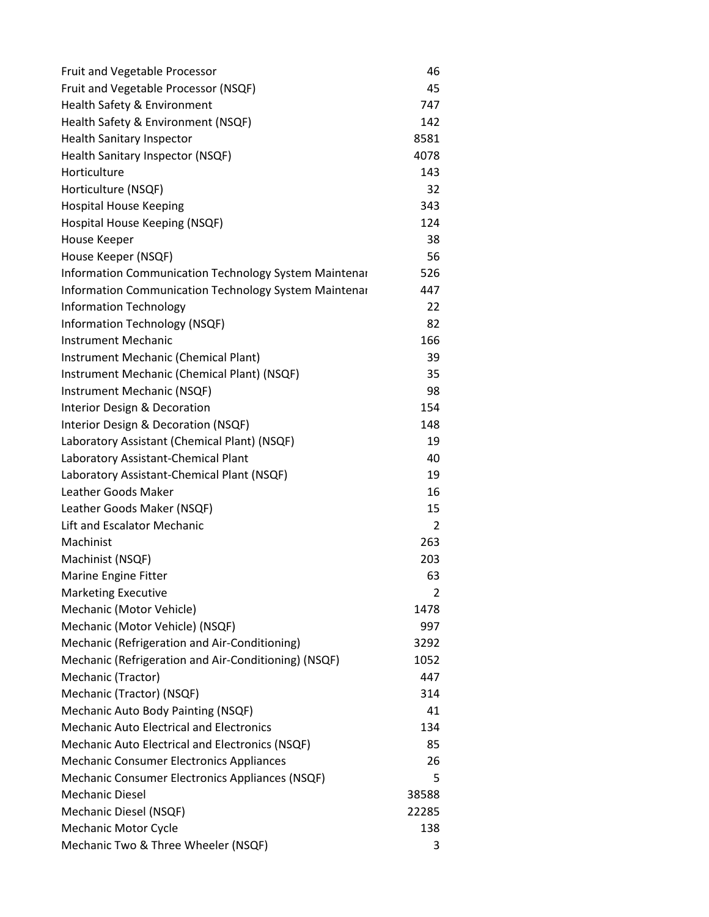| | |
|---|---|
| Fruit and Vegetable Processor | 46 |
| Fruit and Vegetable Processor (NSQF) | 45 |
| Health Safety & Environment | 747 |
| Health Safety & Environment (NSQF) | 142 |
| Health Sanitary Inspector | 8581 |
| Health Sanitary Inspector (NSQF) | 4078 |
| Horticulture | 143 |
| Horticulture (NSQF) | 32 |
| Hospital House Keeping | 343 |
| Hospital House Keeping (NSQF) | 124 |
| House Keeper | 38 |
| House Keeper (NSQF) | 56 |
| Information Communication Technology System Maintenar | 526 |
| Information Communication Technology System Maintenar | 447 |
| Information Technology | 22 |
| Information Technology (NSQF) | 82 |
| Instrument Mechanic | 166 |
| Instrument Mechanic (Chemical Plant) | 39 |
| Instrument Mechanic (Chemical Plant) (NSQF) | 35 |
| Instrument Mechanic (NSQF) | 98 |
| Interior Design & Decoration | 154 |
| Interior Design & Decoration (NSQF) | 148 |
| Laboratory Assistant (Chemical Plant) (NSQF) | 19 |
| Laboratory Assistant-Chemical Plant | 40 |
| Laboratory Assistant-Chemical Plant (NSQF) | 19 |
| Leather Goods Maker | 16 |
| Leather Goods Maker (NSQF) | 15 |
| Lift and Escalator Mechanic | 2 |
| Machinist | 263 |
| Machinist (NSQF) | 203 |
| Marine Engine Fitter | 63 |
| Marketing Executive | 2 |
| Mechanic (Motor Vehicle) | 1478 |
| Mechanic (Motor Vehicle) (NSQF) | 997 |
| Mechanic (Refrigeration and Air-Conditioning) | 3292 |
| Mechanic (Refrigeration and Air-Conditioning) (NSQF) | 1052 |
| Mechanic (Tractor) | 447 |
| Mechanic (Tractor) (NSQF) | 314 |
| Mechanic Auto Body Painting (NSQF) | 41 |
| Mechanic Auto Electrical and Electronics | 134 |
| Mechanic Auto Electrical and Electronics (NSQF) | 85 |
| Mechanic Consumer Electronics Appliances | 26 |
| Mechanic Consumer Electronics Appliances (NSQF) | 5 |
| Mechanic Diesel | 38588 |
| Mechanic Diesel (NSQF) | 22285 |
| Mechanic Motor Cycle | 138 |
| Mechanic Two & Three Wheeler (NSQF) | 3 |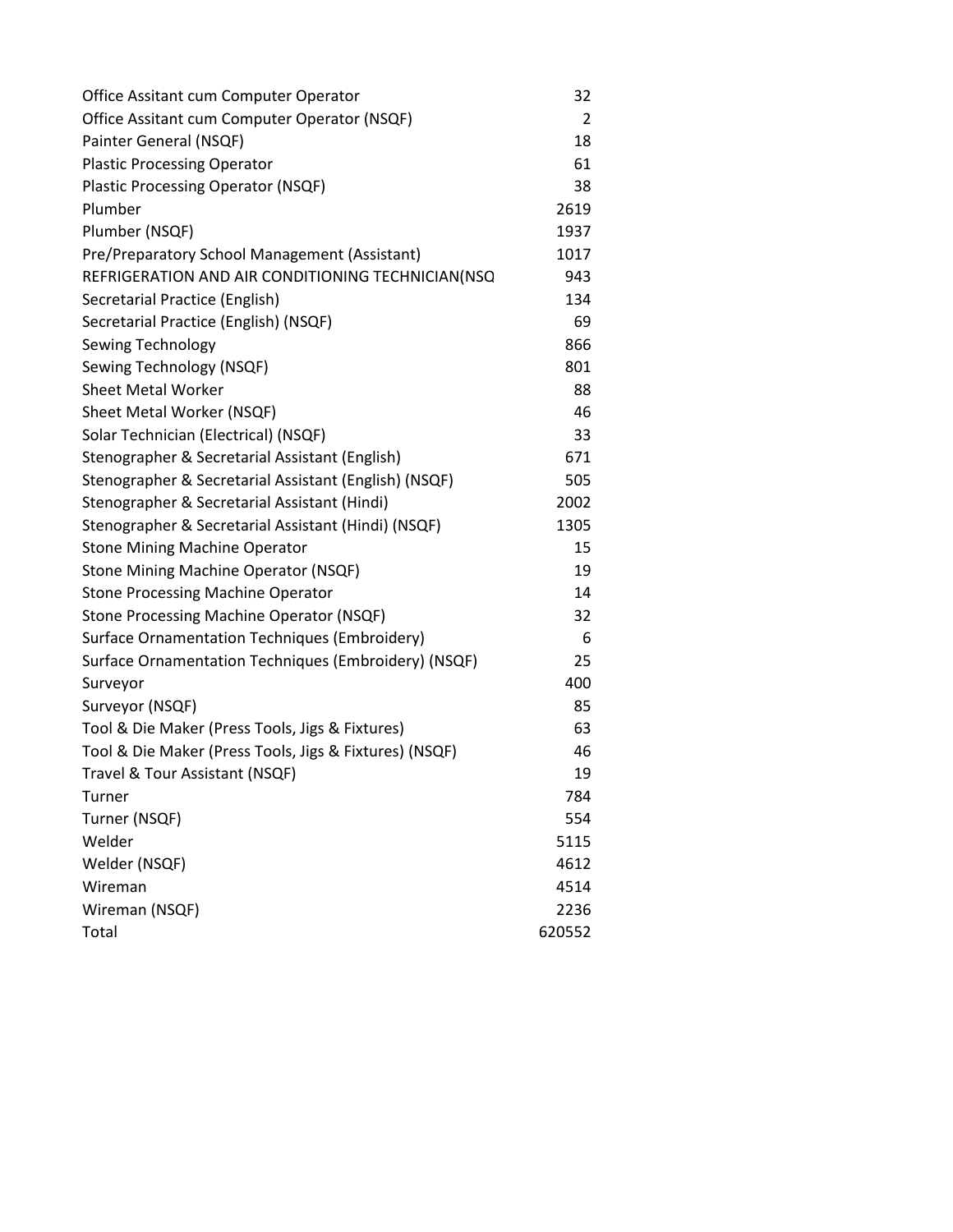| | |
|---|---|
| Office Assitant cum Computer Operator | 32 |
| Office Assitant cum Computer Operator (NSQF) | 2 |
| Painter General (NSQF) | 18 |
| Plastic Processing Operator | 61 |
| Plastic Processing Operator (NSQF) | 38 |
| Plumber | 2619 |
| Plumber (NSQF) | 1937 |
| Pre/Preparatory School Management (Assistant) | 1017 |
| REFRIGERATION AND AIR CONDITIONING TECHNICIAN(NSQ | 943 |
| Secretarial Practice (English) | 134 |
| Secretarial Practice (English) (NSQF) | 69 |
| Sewing Technology | 866 |
| Sewing Technology (NSQF) | 801 |
| Sheet Metal Worker | 88 |
| Sheet Metal Worker (NSQF) | 46 |
| Solar Technician (Electrical) (NSQF) | 33 |
| Stenographer & Secretarial Assistant (English) | 671 |
| Stenographer & Secretarial Assistant (English) (NSQF) | 505 |
| Stenographer & Secretarial Assistant (Hindi) | 2002 |
| Stenographer & Secretarial Assistant (Hindi) (NSQF) | 1305 |
| Stone Mining Machine Operator | 15 |
| Stone Mining Machine Operator (NSQF) | 19 |
| Stone Processing Machine Operator | 14 |
| Stone Processing Machine Operator (NSQF) | 32 |
| Surface Ornamentation Techniques (Embroidery) | 6 |
| Surface Ornamentation Techniques (Embroidery) (NSQF) | 25 |
| Surveyor | 400 |
| Surveyor (NSQF) | 85 |
| Tool & Die Maker (Press Tools, Jigs & Fixtures) | 63 |
| Tool & Die Maker (Press Tools, Jigs & Fixtures) (NSQF) | 46 |
| Travel & Tour Assistant (NSQF) | 19 |
| Turner | 784 |
| Turner (NSQF) | 554 |
| Welder | 5115 |
| Welder (NSQF) | 4612 |
| Wireman | 4514 |
| Wireman (NSQF) | 2236 |
| Total | 620552 |